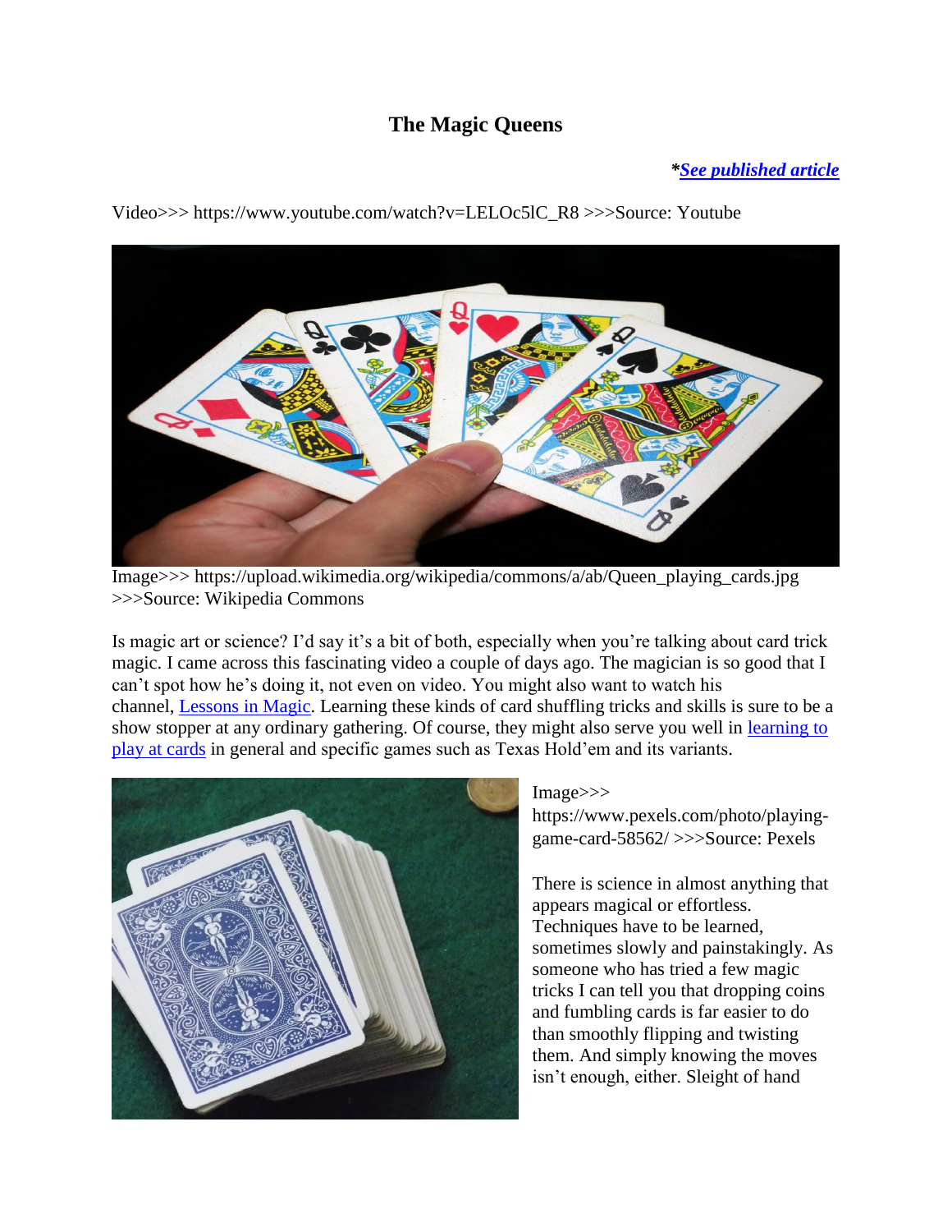# The Magic Queens

***[See published article](#)***

Video>>> https://www.youtube.com/watch?v=LELOc5lC_R8 >>>Source: Youtube

Image>>> https://upload.wikimedia.org/wikipedia/commons/a/ab/Queen_playing_cards.jpg >>>Source: Wikipedia Commons

Is magic art or science? I'd say it's a bit of both, especially when you're talking about card trick magic. I came across this fascinating video a couple of days ago. The magician is so good that I can't spot how he's doing it, not even on video. You might also want to watch his channel, [Lessons in Magic](#). Learning these kinds of card shuffling tricks and skills is sure to be a show stopper at any ordinary gathering. Of course, they might also serve you well in [learning to play at cards](#) in general and specific games such as Texas Hold'em and its variants.

Image>>> https://www.pexels.com/photo/playing-game-card-58562/ >>>Source: Pexels

There is science in almost anything that appears magical or effortless. Techniques have to be learned, sometimes slowly and painstakingly. As someone who has tried a few magic tricks I can tell you that dropping coins and fumbling cards is far easier to do than smoothly flipping and twisting them. And simply knowing the moves isn't enough, either. Sleight of hand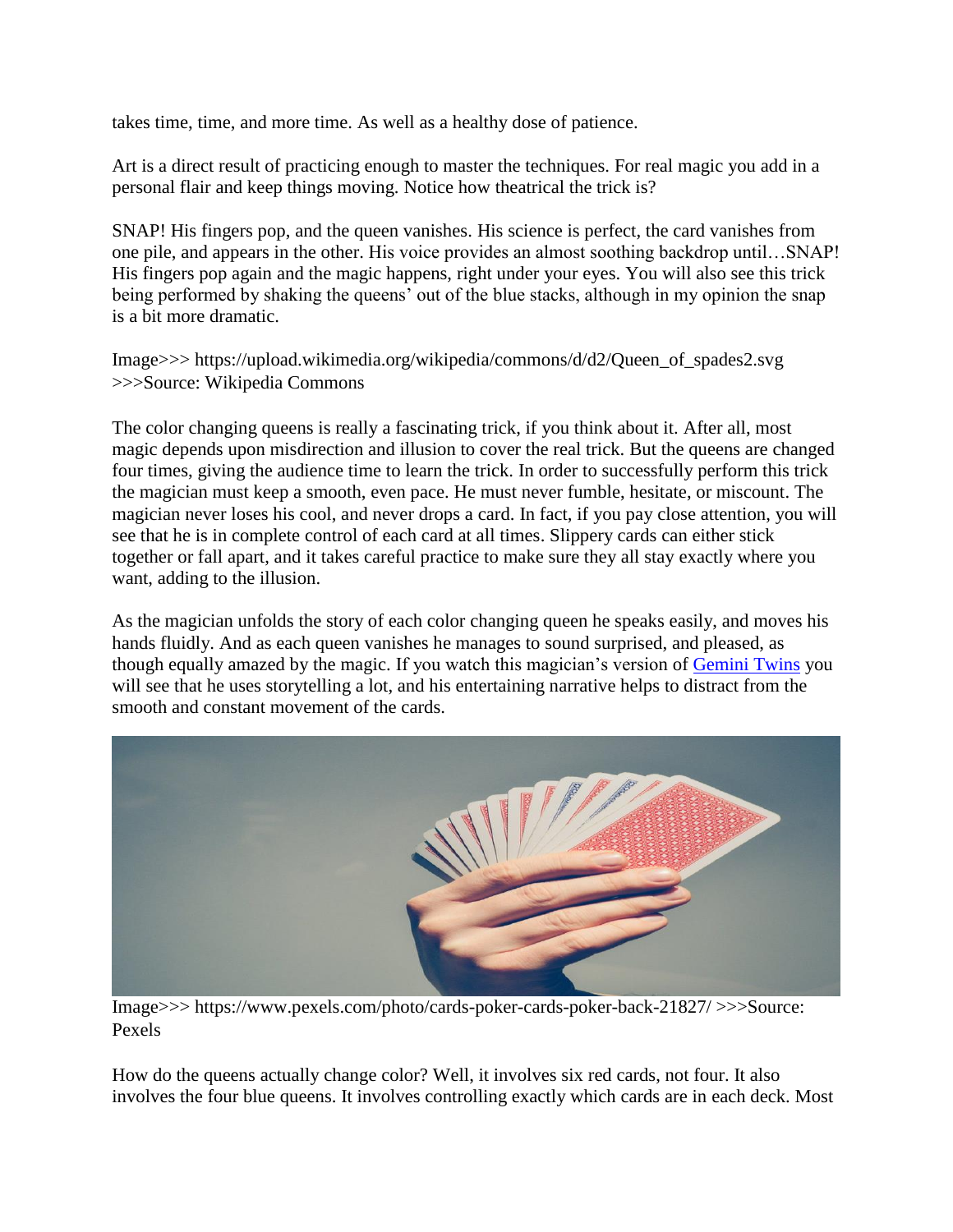takes time, time, and more time. As well as a healthy dose of patience.

Art is a direct result of practicing enough to master the techniques. For real magic you add in a personal flair and keep things moving. Notice how theatrical the trick is?

SNAP! His fingers pop, and the queen vanishes. His science is perfect, the card vanishes from one pile, and appears in the other. His voice provides an almost soothing backdrop until…SNAP! His fingers pop again and the magic happens, right under your eyes. You will also see this trick being performed by shaking the queens' out of the blue stacks, although in my opinion the snap is a bit more dramatic.

Image>>> https://upload.wikimedia.org/wikipedia/commons/d/d2/Queen_of_spades2.svg >>>Source: Wikipedia Commons

The color changing queens is really a fascinating trick, if you think about it. After all, most magic depends upon misdirection and illusion to cover the real trick. But the queens are changed four times, giving the audience time to learn the trick. In order to successfully perform this trick the magician must keep a smooth, even pace. He must never fumble, hesitate, or miscount. The magician never loses his cool, and never drops a card. In fact, if you pay close attention, you will see that he is in complete control of each card at all times. Slippery cards can either stick together or fall apart, and it takes careful practice to make sure they all stay exactly where you want, adding to the illusion.

As the magician unfolds the story of each color changing queen he speaks easily, and moves his hands fluidly. And as each queen vanishes he manages to sound surprised, and pleased, as though equally amazed by the magic. If you watch this magician's version of Gemini Twins you will see that he uses storytelling a lot, and his entertaining narrative helps to distract from the smooth and constant movement of the cards.

Image>>> https://www.pexels.com/photo/cards-poker-cards-poker-back-21827/ >>>Source: Pexels

How do the queens actually change color? Well, it involves six red cards, not four. It also involves the four blue queens. It involves controlling exactly which cards are in each deck. Most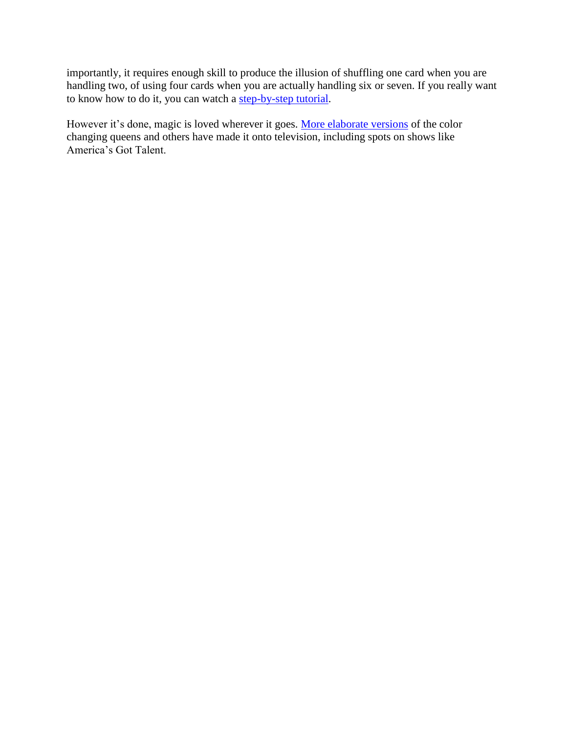importantly, it requires enough skill to produce the illusion of shuffling one card when you are handling two, of using four cards when you are actually handling six or seven. If you really want to know how to do it, you can watch a step-by-step tutorial.

However it's done, magic is loved wherever it goes. More elaborate versions of the color changing queens and others have made it onto television, including spots on shows like America's Got Talent.